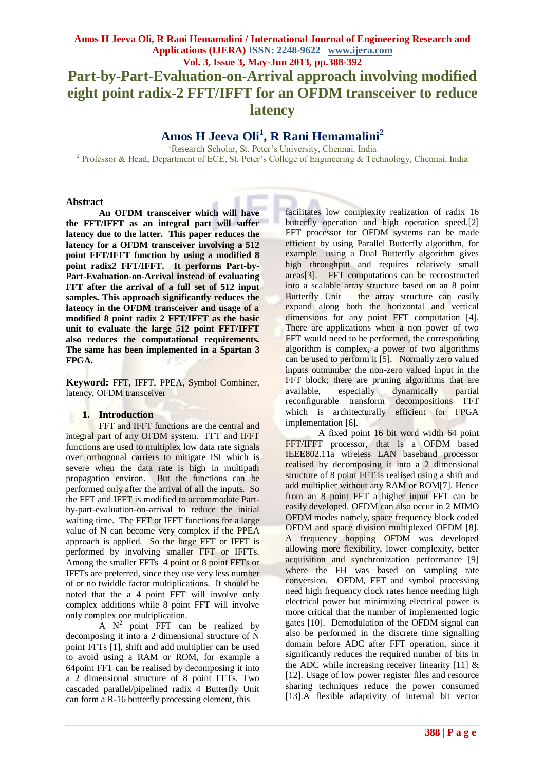# Part-by-Part-Evaluation-on-Arrival approach involving modified eight point radix-2 FFT/IFFT for an OFDM transceiver to reduce latency

## Amos H Jeeva Oli[1], R Rani Hemamalini[2]

[1]Research Scholar, St. Peter's University, Chennai. India

[2] Professor & Head, Department of ECE, St. Peter's College of Engineering & Technology, Chennai, India

## Abstract

**An OFDM transceiver which will have the FFT/IFFT as an integral part will suffer latency due to the latter. This paper reduces the latency for a OFDM transceiver involving a 512 point FFT/IFFT function by using a modified 8 point radix2 FFT/IFFT. It performs Part-by-Part-Evaluation-on-Arrival instead of evaluating FFT after the arrival of a full set of 512 input samples. This approach significantly reduces the latency in the OFDM transceiver and usage of a modified 8 point radix 2 FFT/IFFT as the basic unit to evaluate the large 512 point FFT/IFFT also reduces the computational requirements. The same has been implemented in a Spartan 3 FPGA.**

**Keyword:** FFT, IFFT, PPEA, Symbol Combiner, latency, OFDM transceiver

### 1. Introduction

FFT and IFFT functions are the central and integral part of any OFDM system. FFT and IFFT functions are used to multiplex low data rate signals over orthogonal carriers to mitigate ISI which is severe when the data rate is high in multipath propagation environ. But the functions can be performed only after the arrival of all the inputs. So the FFT and IFFT is modified to accommodate Part-by-part-evaluation-on-arrival to reduce the initial waiting time. The FFT or IFFT functions for a large value of N can become very complex if the PPEA approach is applied. So the large FFT or IFFT is performed by involving smaller FFT or IFFTs. Among the smaller FFTs 4 point or 8 point FFTs or IFFTs are preferred, since they use very less number of or no twiddle factor multiplications. It should be noted that the a 4 point FFT will involve only complex additions while 8 point FFT will involve only complex one multiplication.

A $N^2$ point FFT can be realized by decomposing it into a 2 dimensional structure of N point FFTs [1], shift and multiplier can be used to avoid using a RAM or ROM, for example a 64point FFT can be realised by decomposing it into a 2 dimensional structure of 8 point FFTs. Two cascaded parallel/pipelined radix 4 Butterfly Unit can form a R-16 butterfly processing element, this facilitates low complexity realization of radix 16 butterfly operation and high operation speed.[2] FFT processor for OFDM systems can be made efficient by using Parallel Butterfly algorithm, for example using a Dual Butterfly algorithm gives high throughput and requires relatively small areas[3]. FFT computations can be reconstructed into a scalable array structure based on an 8 point Butterfly Unit – the array structure can easily expand along both the horizontal and vertical dimensions for any point FFT computation [4]. There are applications when a non power of two FFT would need to be performed, the corresponding algorithm is complex, a power of two algorithms can be used to perform it [5]. Normally zero valued inputs outnumber the non-zero valued input in the FFT block; there are pruning algorithms that are available, especially dynamically partial reconfigurable transform decompositions FFT which is architecturally efficient for FPGA implementation [6].

A fixed point 16 bit word width 64 point FFT/IFFT processor, that is a OFDM based IEEE802.11a wireless LAN baseband processor realised by decomposing it into a 2 dimensional structure of 8 point FFT is realised using a shift and add multiplier without any RAM or ROM[7]. Hence from an 8 point FFT a higher input FFT can be easily developed. OFDM can also occur in 2 MIMO OFDM modes namely, space frequency block coded OFDM and space division multiplexed OFDM [8]. A frequency hopping OFDM was developed allowing more flexibility, lower complexity, better acquisition and synchronization performance [9] where the FH was based on sampling rate conversion. OFDM, FFT and symbol processing need high frequency clock rates hence needing high electrical power but minimizing electrical power is more critical that the number of implemented logic gates [10]. Demodulation of the OFDM signal can also be performed in the discrete time signalling domain before ADC after FFT operation, since it significantly reduces the required number of bits in the ADC while increasing receiver linearity [11] & [12]. Usage of low power register files and resource sharing techniques reduce the power consumed [13].A flexible adaptivity of internal bit vector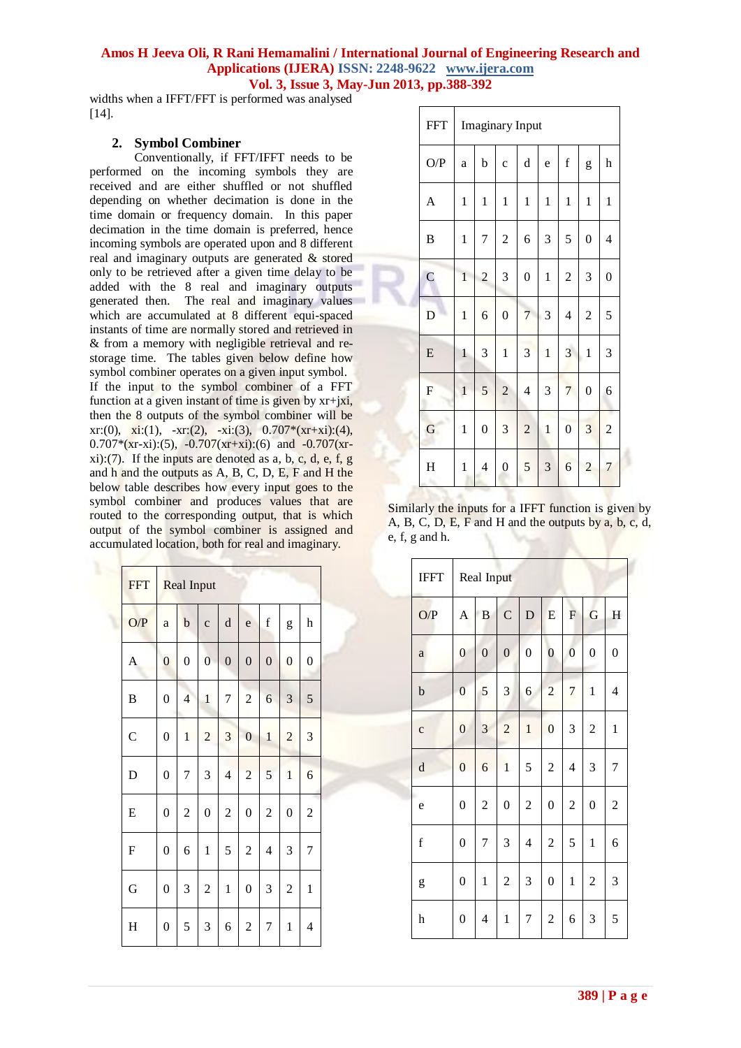widths when a IFFT/FFT is performed was analysed [14].

## 2. Symbol Combiner

Conventionally, if FFT/IFFT needs to be performed on the incoming symbols they are received and are either shuffled or not shuffled depending on whether decimation is done in the time domain or frequency domain. In this paper decimation in the time domain is preferred, hence incoming symbols are operated upon and 8 different real and imaginary outputs are generated & stored only to be retrieved after a given time delay to be added with the 8 real and imaginary outputs generated then. The real and imaginary values which are accumulated at 8 different equi-spaced instants of time are normally stored and retrieved in & from a memory with negligible retrieval and re-storage time. The tables given below define how symbol combiner operates on a given input symbol.

If the input to the symbol combiner of a FFT function at a given instant of time is given by xr+jxi, then the 8 outputs of the symbol combiner will be xr:(0), xi:(1), -xr:(2), -xi:(3), 0.707*(xr+xi):(4), 0.707*(xr-xi):(5), -0.707(xr+xi):(6) and -0.707(xr-xi):(7). If the inputs are denoted as a, b, c, d, e, f, g and h and the outputs as A, B, C, D, E, F and H the below table describes how every input goes to the symbol combiner and produces values that are routed to the corresponding output, that is which output of the symbol combiner is assigned and accumulated location, both for real and imaginary.

| FFT | Real Input | | | | | | | |
|---|---|---|---|---|---|---|---|---|
| O/P | a | b | c | d | e | f | g | h |
| A | 0 | 0 | 0 | 0 | 0 | 0 | 0 | 0 |
| B | 0 | 4 | 1 | 7 | 2 | 6 | 3 | 5 |
| C | 0 | 1 | 2 | 3 | 0 | 1 | 2 | 3 |
| D | 0 | 7 | 3 | 4 | 2 | 5 | 1 | 6 |
| E | 0 | 2 | 0 | 2 | 0 | 2 | 0 | 2 |
| F | 0 | 6 | 1 | 5 | 2 | 4 | 3 | 7 |
| G | 0 | 3 | 2 | 1 | 0 | 3 | 2 | 1 |
| H | 0 | 5 | 3 | 6 | 2 | 7 | 1 | 4 |

| FFT | Imaginary Input | | | | | | | |
|---|---|---|---|---|---|---|---|---|
| O/P | a | b | c | d | e | f | g | h |
| A | 1 | 1 | 1 | 1 | 1 | 1 | 1 | 1 |
| B | 1 | 7 | 2 | 6 | 3 | 5 | 0 | 4 |
| C | 1 | 2 | 3 | 0 | 1 | 2 | 3 | 0 |
| D | 1 | 6 | 0 | 7 | 3 | 4 | 2 | 5 |
| E | 1 | 3 | 1 | 3 | 1 | 3 | 1 | 3 |
| F | 1 | 5 | 2 | 4 | 3 | 7 | 0 | 6 |
| G | 1 | 0 | 3 | 2 | 1 | 0 | 3 | 2 |
| H | 1 | 4 | 0 | 5 | 3 | 6 | 2 | 7 |

Similarly the inputs for a IFFT function is given by A, B, C, D, E, F and H and the outputs by a, b, c, d, e, f, g and h.

| IFFT | Real Input | | | | | | | |
|---|---|---|---|---|---|---|---|---|
| O/P | A | B | C | D | E | F | G | H |
| a | 0 | 0 | 0 | 0 | 0 | 0 | 0 | 0 |
| b | 0 | 5 | 3 | 6 | 2 | 7 | 1 | 4 |
| c | 0 | 3 | 2 | 1 | 0 | 3 | 2 | 1 |
| d | 0 | 6 | 1 | 5 | 2 | 4 | 3 | 7 |
| e | 0 | 2 | 0 | 2 | 0 | 2 | 0 | 2 |
| f | 0 | 7 | 3 | 4 | 2 | 5 | 1 | 6 |
| g | 0 | 1 | 2 | 3 | 0 | 1 | 2 | 3 |
| h | 0 | 4 | 1 | 7 | 2 | 6 | 3 | 5 |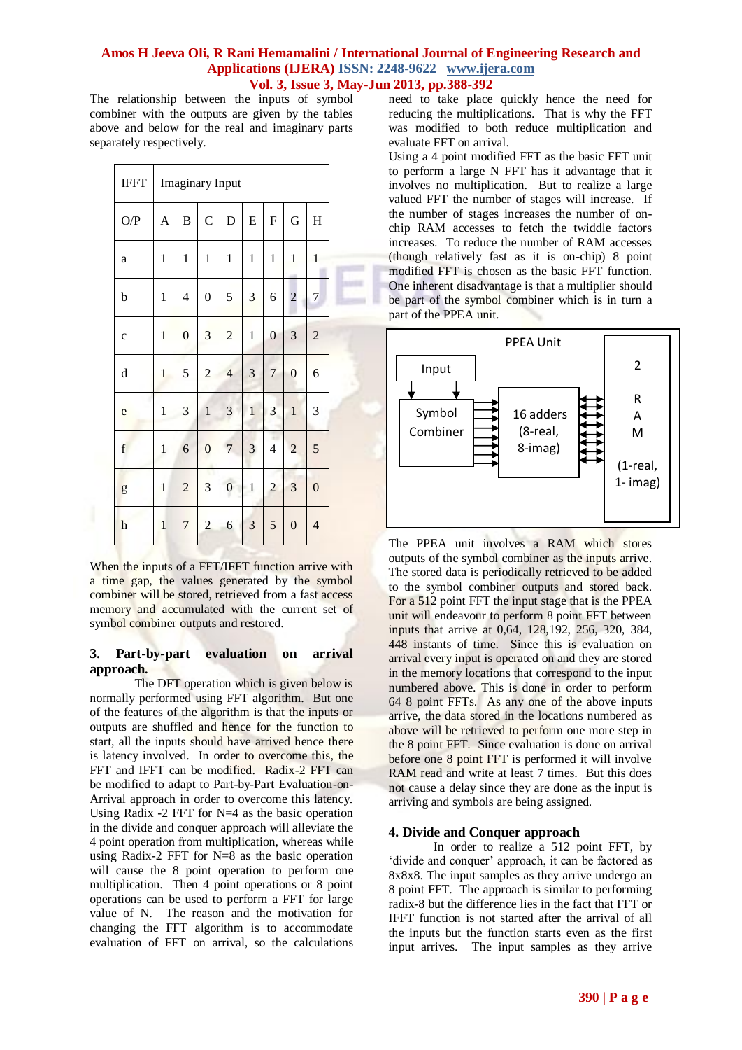The relationship between the inputs of symbol combiner with the outputs are given by the tables above and below for the real and imaginary parts separately respectively.

| IFFT | Imaginary Input | | | | | | | |
|---|---|---|---|---|---|---|---|---|
| O/P | A | B | C | D | E | F | G | H |
| a | 1 | 1 | 1 | 1 | 1 | 1 | 1 | 1 |
| b | 1 | 4 | 0 | 5 | 3 | 6 | 2 | 7 |
| c | 1 | 0 | 3 | 2 | 1 | 0 | 3 | 2 |
| d | 1 | 5 | 2 | 4 | 3 | 7 | 0 | 6 |
| e | 1 | 3 | 1 | 3 | 1 | 3 | 1 | 3 |
| f | 1 | 6 | 0 | 7 | 3 | 4 | 2 | 5 |
| g | 1 | 2 | 3 | 0 | 1 | 2 | 3 | 0 |
| h | 1 | 7 | 2 | 6 | 3 | 5 | 0 | 4 |

When the inputs of a FFT/IFFT function arrive with a time gap, the values generated by the symbol combiner will be stored, retrieved from a fast access memory and accumulated with the current set of symbol combiner outputs and restored.

## 3. Part-by-part evaluation on arrival approach.

The DFT operation which is given below is normally performed using FFT algorithm. But one of the features of the algorithm is that the inputs or outputs are shuffled and hence for the function to start, all the inputs should have arrived hence there is latency involved. In order to overcome this, the FFT and IFFT can be modified. Radix-2 FFT can be modified to adapt to Part-by-Part Evaluation-on-Arrival approach in order to overcome this latency. Using Radix -2 FFT for N=4 as the basic operation in the divide and conquer approach will alleviate the 4 point operation from multiplication, whereas while using Radix-2 FFT for N=8 as the basic operation will cause the 8 point operation to perform one multiplication. Then 4 point operations or 8 point operations can be used to perform a FFT for large value of N. The reason and the motivation for changing the FFT algorithm is to accommodate evaluation of FFT on arrival, so the calculations need to take place quickly hence the need for reducing the multiplications. That is why the FFT was modified to both reduce multiplication and evaluate FFT on arrival.

Using a 4 point modified FFT as the basic FFT unit to perform a large N FFT has it advantage that it involves no multiplication. But to realize a large valued FFT the number of stages will increase. If the number of stages increases the number of on-chip RAM accesses to fetch the twiddle factors increases. To reduce the number of RAM accesses (though relatively fast as it is on-chip) 8 point modified FFT is chosen as the basic FFT function. One inherent disadvantage is that a multiplier should be part of the symbol combiner which is in turn a part of the PPEA unit.

PPEA Unit: Input → Symbol Combiner → 16 adders (8-real, 8-imag) ↔ 2 RAM (1-real, 1- imag)

The PPEA unit involves a RAM which stores outputs of the symbol combiner as the inputs arrive. The stored data is periodically retrieved to be added to the symbol combiner outputs and stored back. For a 512 point FFT the input stage that is the PPEA unit will endeavour to perform 8 point FFT between inputs that arrive at 0,64, 128,192, 256, 320, 384, 448 instants of time. Since this is evaluation on arrival every input is operated on and they are stored in the memory locations that correspond to the input numbered above. This is done in order to perform 64 8 point FFTs. As any one of the above inputs arrive, the data stored in the locations numbered as above will be retrieved to perform one more step in the 8 point FFT. Since evaluation is done on arrival before one 8 point FFT is performed it will involve RAM read and write at least 7 times. But this does not cause a delay since they are done as the input is arriving and symbols are being assigned.

## 4. Divide and Conquer approach

In order to realize a 512 point FFT, by 'divide and conquer' approach, it can be factored as 8x8x8. The input samples as they arrive undergo an 8 point FFT. The approach is similar to performing radix-8 but the difference lies in the fact that FFT or IFFT function is not started after the arrival of all the inputs but the function starts even as the first input arrives. The input samples as they arrive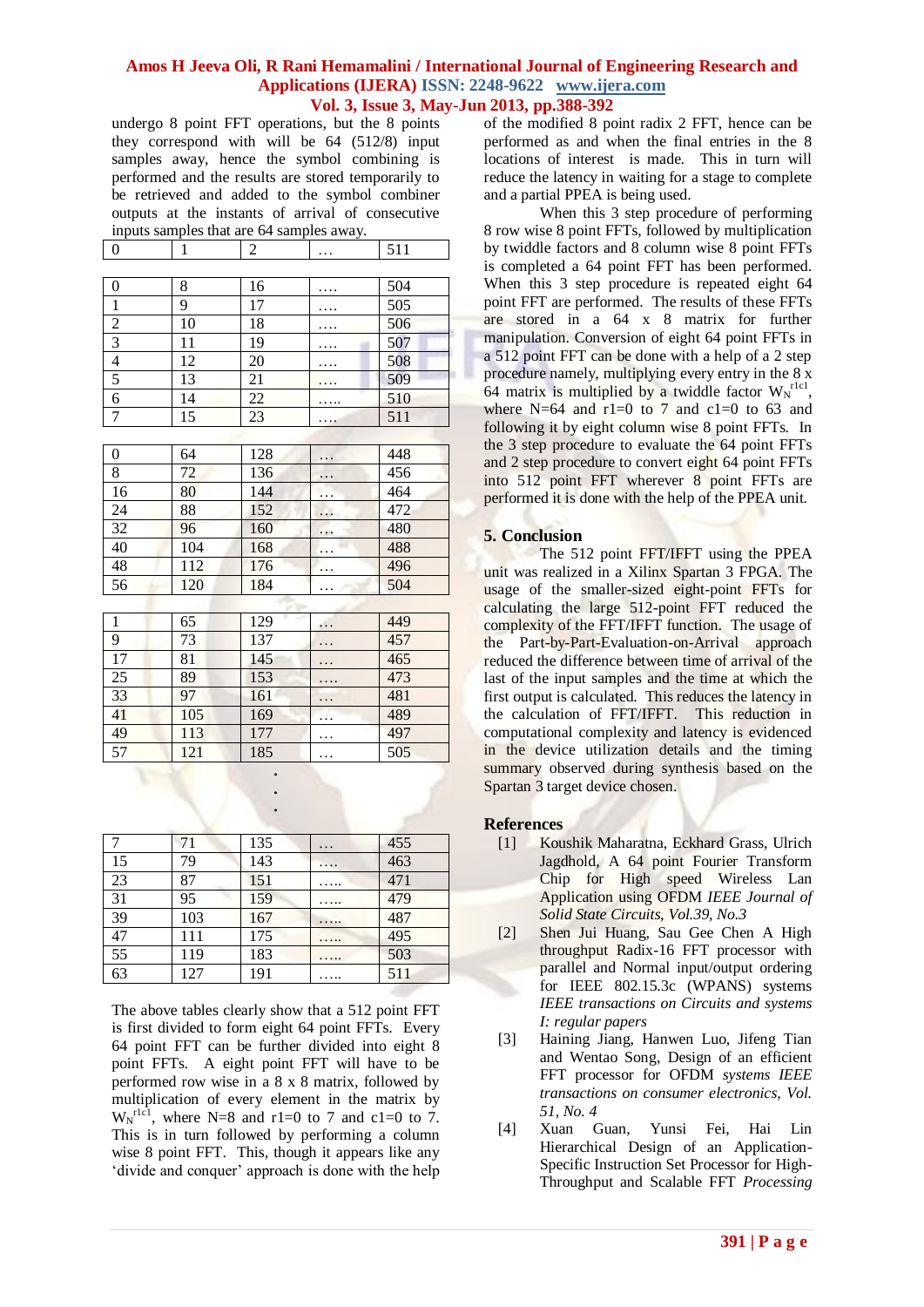undergo 8 point FFT operations, but the 8 points they correspond with will be 64 (512/8) input samples away, hence the symbol combining is performed and the results are stored temporarily to be retrieved and added to the symbol combiner outputs at the instants of arrival of consecutive inputs samples that are 64 samples away.

| 0 | 1 | 2 | … | 511 |
|---|---|---|---|---|

| 0 | 8 | 16 | …. | 504 |
|---|---|---|---|---|
| 1 | 9 | 17 | …. | 505 |
| 2 | 10 | 18 | …. | 506 |
| 3 | 11 | 19 | …. | 507 |
| 4 | 12 | 20 | …. | 508 |
| 5 | 13 | 21 | …. | 509 |
| 6 | 14 | 22 | ….. | 510 |
| 7 | 15 | 23 | …. | 511 |

| 0 | 64 | 128 | … | 448 |
|---|---|---|---|---|
| 8 | 72 | 136 | … | 456 |
| 16 | 80 | 144 | … | 464 |
| 24 | 88 | 152 | … | 472 |
| 32 | 96 | 160 | … | 480 |
| 40 | 104 | 168 | … | 488 |
| 48 | 112 | 176 | … | 496 |
| 56 | 120 | 184 | … | 504 |

| 1 | 65 | 129 | … | 449 |
|---|---|---|---|---|
| 9 | 73 | 137 | … | 457 |
| 17 | 81 | 145 | … | 465 |
| 25 | 89 | 153 | …. | 473 |
| 33 | 97 | 161 | … | 481 |
| 41 | 105 | 169 | … | 489 |
| 49 | 113 | 177 | … | 497 |
| 57 | 121 | 185 | … | 505 |

.
.
.

| 7 | 71 | 135 | … | 455 |
|---|---|---|---|---|
| 15 | 79 | 143 | …. | 463 |
| 23 | 87 | 151 | ….. | 471 |
| 31 | 95 | 159 | ….. | 479 |
| 39 | 103 | 167 | ….. | 487 |
| 47 | 111 | 175 | ….. | 495 |
| 55 | 119 | 183 | ….. | 503 |
| 63 | 127 | 191 | ….. | 511 |

The above tables clearly show that a 512 point FFT is first divided to form eight 64 point FFTs. Every 64 point FFT can be further divided into eight 8 point FFTs. A eight point FFT will have to be performed row wise in a 8 x 8 matrix, followed by multiplication of every element in the matrix by $W_N^{r1c1}$, where N=8 and r1=0 to 7 and c1=0 to 7. This is in turn followed by performing a column wise 8 point FFT. This, though it appears like any 'divide and conquer' approach is done with the help of the modified 8 point radix 2 FFT, hence can be performed as and when the final entries in the 8 locations of interest is made. This in turn will reduce the latency in waiting for a stage to complete and a partial PPEA is being used.

When this 3 step procedure of performing 8 row wise 8 point FFTs, followed by multiplication by twiddle factors and 8 column wise 8 point FFTs is completed a 64 point FFT has been performed. When this 3 step procedure is repeated eight 64 point FFT are performed. The results of these FFTs are stored in a 64 x 8 matrix for further manipulation. Conversion of eight 64 point FFTs in a 512 point FFT can be done with a help of a 2 step procedure namely, multiplying every entry in the 8 x 64 matrix is multiplied by a twiddle factor $W_N^{r1c1}$, where N=64 and r1=0 to 7 and c1=0 to 63 and following it by eight column wise 8 point FFTs. In the 3 step procedure to evaluate the 64 point FFTs and 2 step procedure to convert eight 64 point FFTs into 512 point FFT wherever 8 point FFTs are performed it is done with the help of the PPEA unit.

## 5. Conclusion

The 512 point FFT/IFFT using the PPEA unit was realized in a Xilinx Spartan 3 FPGA. The usage of the smaller-sized eight-point FFTs for calculating the large 512-point FFT reduced the complexity of the FFT/IFFT function. The usage of the Part-by-Part-Evaluation-on-Arrival approach reduced the difference between time of arrival of the last of the input samples and the time at which the first output is calculated. This reduces the latency in the calculation of FFT/IFFT. This reduction in computational complexity and latency is evidenced in the device utilization details and the timing summary observed during synthesis based on the Spartan 3 target device chosen.

## References

[1] Koushik Maharatna, Eckhard Grass, Ulrich Jagdhold, A 64 point Fourier Transform Chip for High speed Wireless Lan Application using OFDM *IEEE Journal of Solid State Circuits, Vol.39, No.3*

[2] Shen Jui Huang, Sau Gee Chen A High throughput Radix-16 FFT processor with parallel and Normal input/output ordering for IEEE 802.15.3c (WPANS) systems *IEEE transactions on Circuits and systems I: regular papers*

[3] Haining Jiang, Hanwen Luo, Jifeng Tian and Wentao Song, Design of an efficient FFT processor for OFDM *systems IEEE transactions on consumer electronics, Vol. 51, No. 4*

[4] Xuan Guan, Yunsi Fei, Hai Lin Hierarchical Design of an Application-Specific Instruction Set Processor for High-Throughput and Scalable FFT *Processing*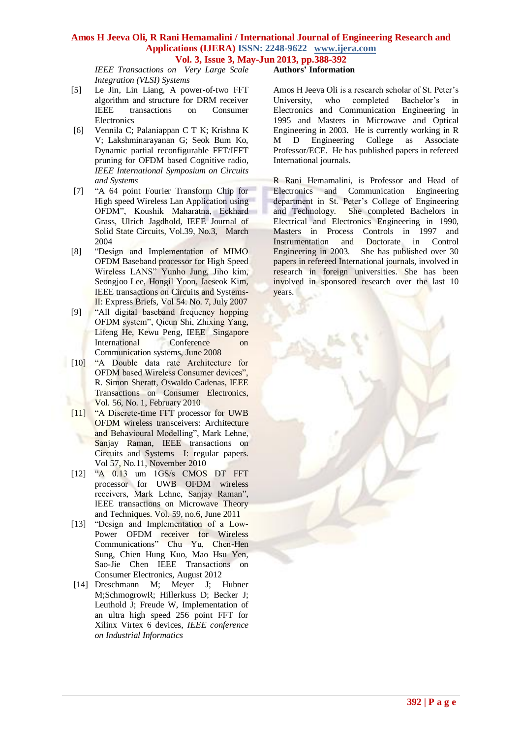*IEEE Transactions on Very Large Scale Integration (VLSI) Systems*

[5] Le Jin, Lin Liang, A power-of-two FFT algorithm and structure for DRM receiver IEEE transactions on Consumer Electronics

[6] Vennila C; Palaniappan C T K; Krishna K V; Lakshminarayanan G; Seok Bum Ko, Dynamic partial reconfigurable FFT/IFFT pruning for OFDM based Cognitive radio, *IEEE International Symposium on Circuits and Systems*

[7] "A 64 point Fourier Transform Chip for High speed Wireless Lan Application using OFDM", Koushik Maharatna, Eckhard Grass, Ulrich Jagdhold, IEEE Journal of Solid State Circuits, Vol.39, No.3, March 2004

[8] "Design and Implementation of MIMO OFDM Baseband processor for High Speed Wireless LANS" Yunho Jung, Jiho kim, Seongjoo Lee, Hongil Yoon, Jaeseok Kim, IEEE transactions on Circuits and Systems-II: Express Briefs, Vol 54. No. 7, July 2007

[9] "All digital baseband frequency hopping OFDM system", Qicun Shi, Zhixing Yang, Lifeng He, Kewu Peng, IEEE Singapore International Conference on Communication systems, June 2008

[10] "A Double data rate Architecture for OFDM based Wireless Consumer devices", R. Simon Sheratt, Oswaldo Cadenas, IEEE Transactions on Consumer Electronics, Vol. 56, No. 1, February 2010

[11] "A Discrete-time FFT processor for UWB OFDM wireless transceivers: Architecture and Behavioural Modelling", Mark Lehne, Sanjay Raman, IEEE transactions on Circuits and Systems –I: regular papers. Vol 57, No.11, November 2010

[12] "A 0.13 um 1GS/s CMOS DT FFT processor for UWB OFDM wireless receivers, Mark Lehne, Sanjay Raman", IEEE transactions on Microwave Theory and Techniques. Vol. 59, no.6, June 2011

[13] "Design and Implementation of a Low-Power OFDM receiver for Wireless Communications" Chu Yu, Chen-Hen Sung, Chien Hung Kuo, Mao Hsu Yen, Sao-Jie Chen IEEE Transactions on Consumer Electronics, August 2012

[14] Dreschmann M; Meyer J; Hubner M;SchmogrowR; Hillerkuss D; Becker J; Leuthold J; Freude W, Implementation of an ultra high speed 256 point FFT for Xilinx Virtex 6 devices, *IEEE conference on Industrial Informatics*

**Authors' Information**

Amos H Jeeva Oli is a research scholar of St. Peter's University, who completed Bachelor's in Electronics and Communication Engineering in 1995 and Masters in Microwave and Optical Engineering in 2003. He is currently working in R M D Engineering College as Associate Professor/ECE. He has published papers in refereed International journals.

R Rani Hemamalini, is Professor and Head of Electronics and Communication Engineering department in St. Peter's College of Engineering and Technology. She completed Bachelors in Electrical and Electronics Engineering in 1990, Masters in Process Controls in 1997 and Instrumentation and Doctorate in Control Engineering in 2003. She has published over 30 papers in refereed International journals, involved in research in foreign universities. She has been involved in sponsored research over the last 10 years.